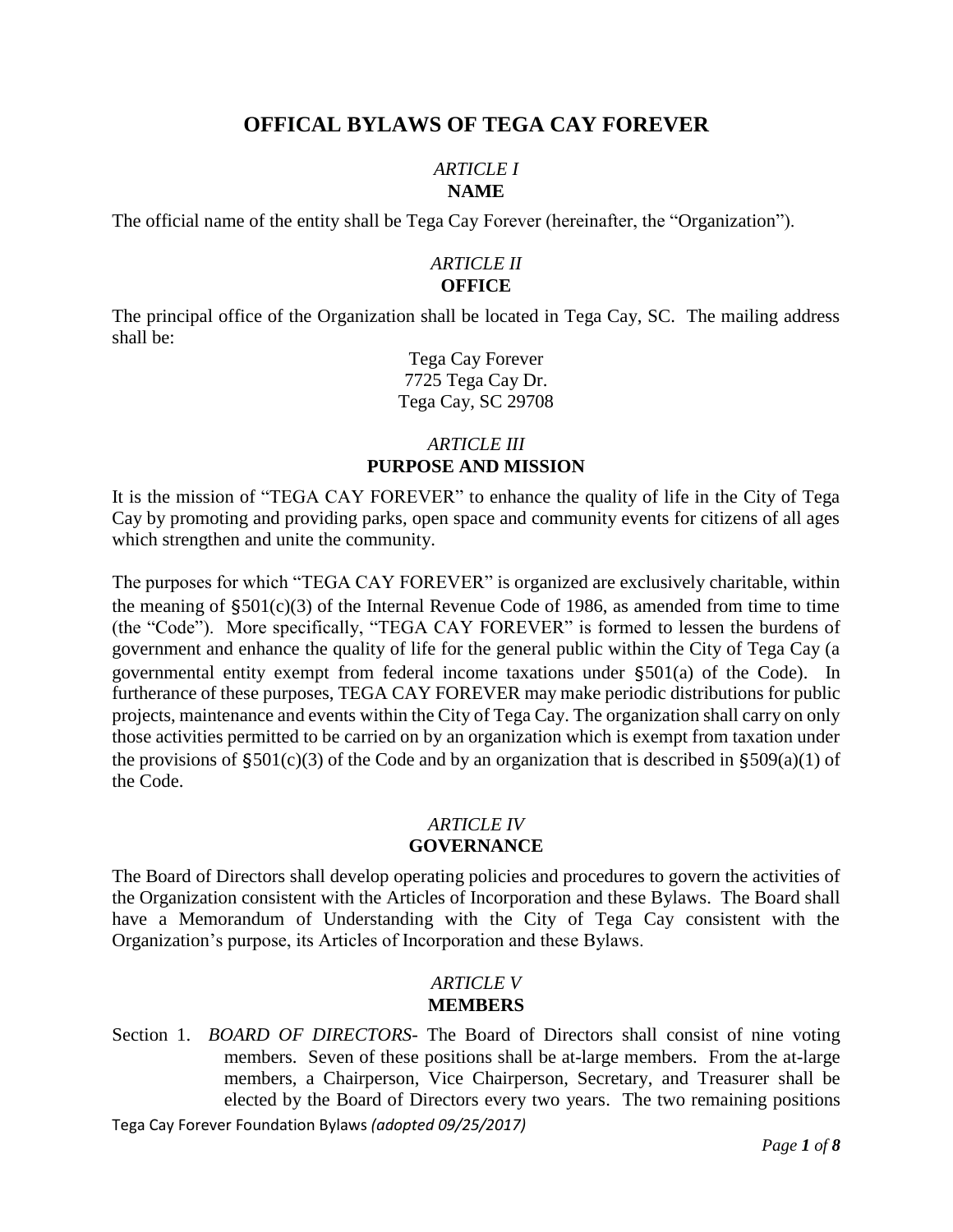# OFFICAL BYLAWS OF TEGA CAY FOREVER

## *ARTICLE I*
## NAME

The official name of the entity shall be Tega Cay Forever (hereinafter, the "Organization").

## *ARTICLE II*
## OFFICE

The principal office of the Organization shall be located in Tega Cay, SC. The mailing address shall be:

Tega Cay Forever
7725 Tega Cay Dr.
Tega Cay, SC 29708

## *ARTICLE III*
## PURPOSE AND MISSION

It is the mission of "TEGA CAY FOREVER" to enhance the quality of life in the City of Tega Cay by promoting and providing parks, open space and community events for citizens of all ages which strengthen and unite the community.

The purposes for which "TEGA CAY FOREVER" is organized are exclusively charitable, within the meaning of §501(c)(3) of the Internal Revenue Code of 1986, as amended from time to time (the "Code"). More specifically, "TEGA CAY FOREVER" is formed to lessen the burdens of government and enhance the quality of life for the general public within the City of Tega Cay (a governmental entity exempt from federal income taxations under §501(a) of the Code). In furtherance of these purposes, TEGA CAY FOREVER may make periodic distributions for public projects, maintenance and events within the City of Tega Cay. The organization shall carry on only those activities permitted to be carried on by an organization which is exempt from taxation under the provisions of §501(c)(3) of the Code and by an organization that is described in §509(a)(1) of the Code.

## *ARTICLE IV*
## GOVERNANCE

The Board of Directors shall develop operating policies and procedures to govern the activities of the Organization consistent with the Articles of Incorporation and these Bylaws. The Board shall have a Memorandum of Understanding with the City of Tega Cay consistent with the Organization's purpose, its Articles of Incorporation and these Bylaws.

## *ARTICLE V*
## MEMBERS

Section 1. *BOARD OF DIRECTORS-* The Board of Directors shall consist of nine voting members. Seven of these positions shall be at-large members. From the at-large members, a Chairperson, Vice Chairperson, Secretary, and Treasurer shall be elected by the Board of Directors every two years. The two remaining positions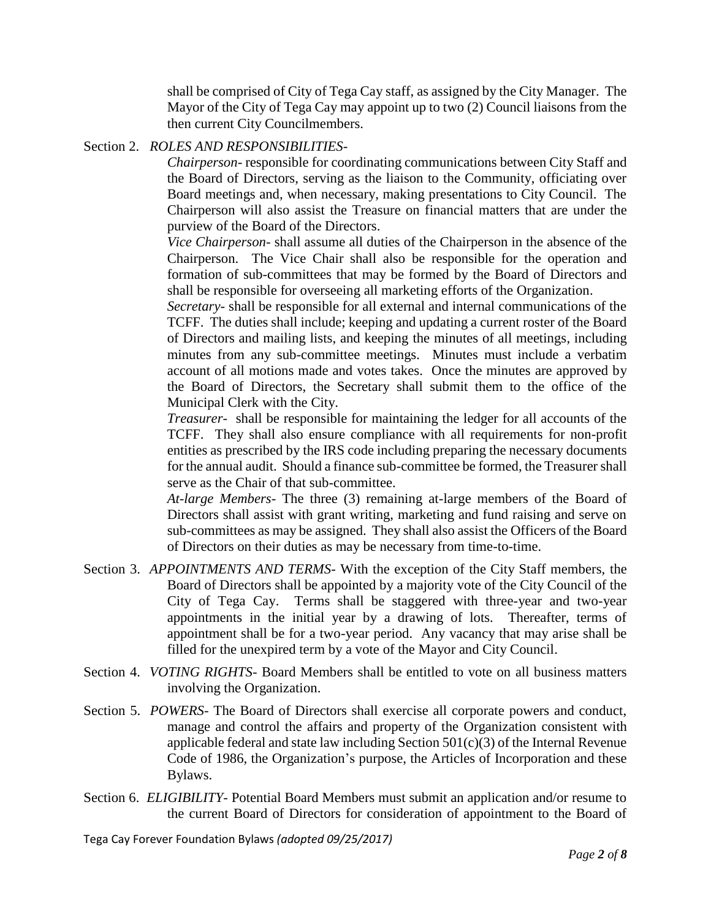shall be comprised of City of Tega Cay staff, as assigned by the City Manager. The Mayor of the City of Tega Cay may appoint up to two (2) Council liaisons from the then current City Councilmembers.

Section 2. *ROLES AND RESPONSIBILITIES-*

*Chairperson-* responsible for coordinating communications between City Staff and the Board of Directors, serving as the liaison to the Community, officiating over Board meetings and, when necessary, making presentations to City Council. The Chairperson will also assist the Treasure on financial matters that are under the purview of the Board of the Directors.

*Vice Chairperson-* shall assume all duties of the Chairperson in the absence of the Chairperson. The Vice Chair shall also be responsible for the operation and formation of sub-committees that may be formed by the Board of Directors and shall be responsible for overseeing all marketing efforts of the Organization.

*Secretary-* shall be responsible for all external and internal communications of the TCFF. The duties shall include; keeping and updating a current roster of the Board of Directors and mailing lists, and keeping the minutes of all meetings, including minutes from any sub-committee meetings. Minutes must include a verbatim account of all motions made and votes takes. Once the minutes are approved by the Board of Directors, the Secretary shall submit them to the office of the Municipal Clerk with the City.

*Treasurer-* shall be responsible for maintaining the ledger for all accounts of the TCFF. They shall also ensure compliance with all requirements for non-profit entities as prescribed by the IRS code including preparing the necessary documents for the annual audit. Should a finance sub-committee be formed, the Treasurer shall serve as the Chair of that sub-committee.

*At-large Members-* The three (3) remaining at-large members of the Board of Directors shall assist with grant writing, marketing and fund raising and serve on sub-committees as may be assigned. They shall also assist the Officers of the Board of Directors on their duties as may be necessary from time-to-time.

Section 3. *APPOINTMENTS AND TERMS-* With the exception of the City Staff members, the Board of Directors shall be appointed by a majority vote of the City Council of the City of Tega Cay. Terms shall be staggered with three-year and two-year appointments in the initial year by a drawing of lots. Thereafter, terms of appointment shall be for a two-year period. Any vacancy that may arise shall be filled for the unexpired term by a vote of the Mayor and City Council.

Section 4. *VOTING RIGHTS-* Board Members shall be entitled to vote on all business matters involving the Organization.

Section 5. *POWERS-* The Board of Directors shall exercise all corporate powers and conduct, manage and control the affairs and property of the Organization consistent with applicable federal and state law including Section 501(c)(3) of the Internal Revenue Code of 1986, the Organization's purpose, the Articles of Incorporation and these Bylaws.

Section 6. *ELIGIBILITY-* Potential Board Members must submit an application and/or resume to the current Board of Directors for consideration of appointment to the Board of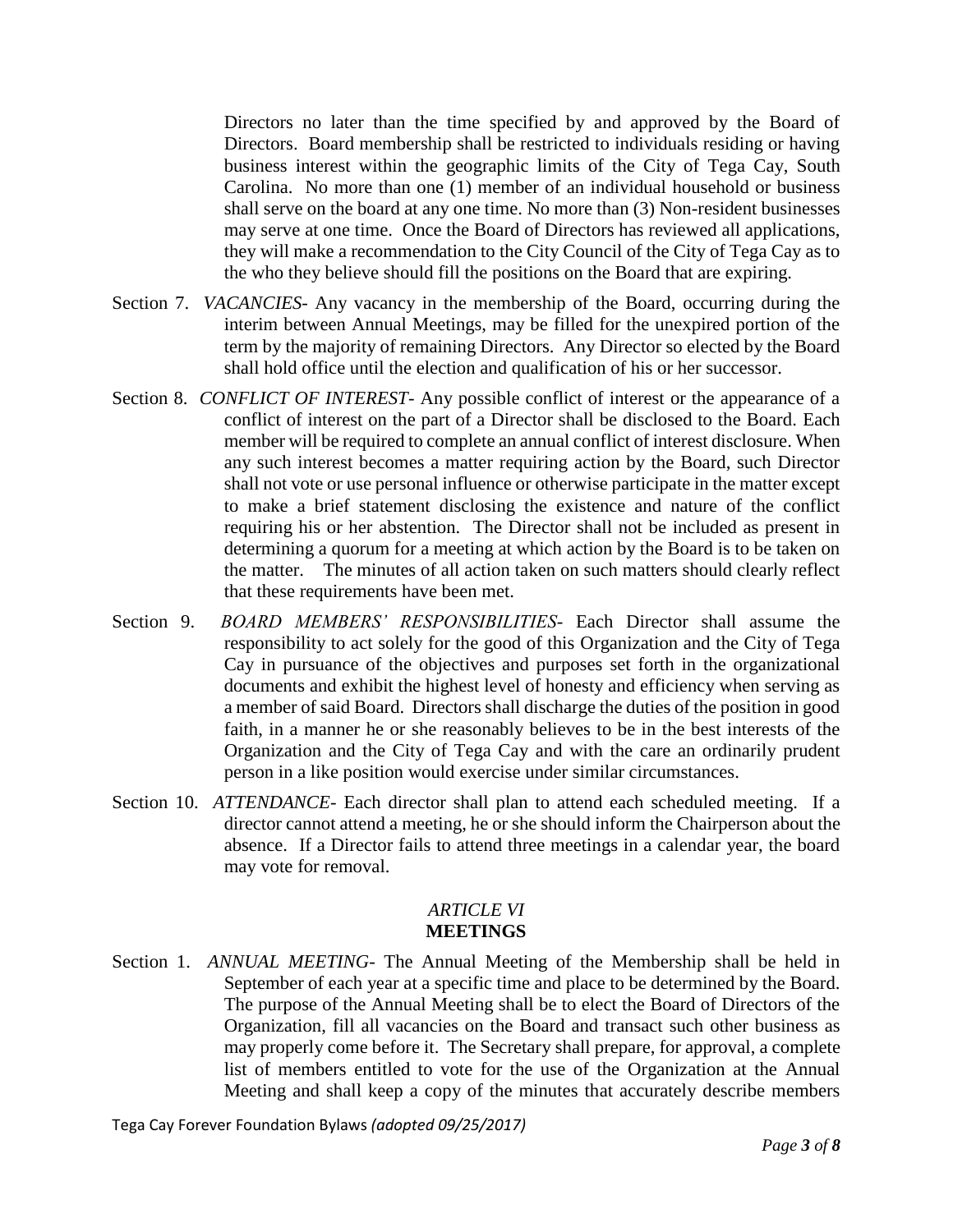Directors no later than the time specified by and approved by the Board of Directors. Board membership shall be restricted to individuals residing or having business interest within the geographic limits of the City of Tega Cay, South Carolina. No more than one (1) member of an individual household or business shall serve on the board at any one time. No more than (3) Non-resident businesses may serve at one time. Once the Board of Directors has reviewed all applications, they will make a recommendation to the City Council of the City of Tega Cay as to the who they believe should fill the positions on the Board that are expiring.

Section 7. *VACANCIES*- Any vacancy in the membership of the Board, occurring during the interim between Annual Meetings, may be filled for the unexpired portion of the term by the majority of remaining Directors. Any Director so elected by the Board shall hold office until the election and qualification of his or her successor.

Section 8. *CONFLICT OF INTEREST*- Any possible conflict of interest or the appearance of a conflict of interest on the part of a Director shall be disclosed to the Board. Each member will be required to complete an annual conflict of interest disclosure. When any such interest becomes a matter requiring action by the Board, such Director shall not vote or use personal influence or otherwise participate in the matter except to make a brief statement disclosing the existence and nature of the conflict requiring his or her abstention. The Director shall not be included as present in determining a quorum for a meeting at which action by the Board is to be taken on the matter. The minutes of all action taken on such matters should clearly reflect that these requirements have been met.

Section 9. *BOARD MEMBERS' RESPONSIBILITIES*- Each Director shall assume the responsibility to act solely for the good of this Organization and the City of Tega Cay in pursuance of the objectives and purposes set forth in the organizational documents and exhibit the highest level of honesty and efficiency when serving as a member of said Board. Directors shall discharge the duties of the position in good faith, in a manner he or she reasonably believes to be in the best interests of the Organization and the City of Tega Cay and with the care an ordinarily prudent person in a like position would exercise under similar circumstances.

Section 10. *ATTENDANCE*- Each director shall plan to attend each scheduled meeting. If a director cannot attend a meeting, he or she should inform the Chairperson about the absence. If a Director fails to attend three meetings in a calendar year, the board may vote for removal.

## *ARTICLE VI*
## **MEETINGS**

Section 1. *ANNUAL MEETING*- The Annual Meeting of the Membership shall be held in September of each year at a specific time and place to be determined by the Board. The purpose of the Annual Meeting shall be to elect the Board of Directors of the Organization, fill all vacancies on the Board and transact such other business as may properly come before it. The Secretary shall prepare, for approval, a complete list of members entitled to vote for the use of the Organization at the Annual Meeting and shall keep a copy of the minutes that accurately describe members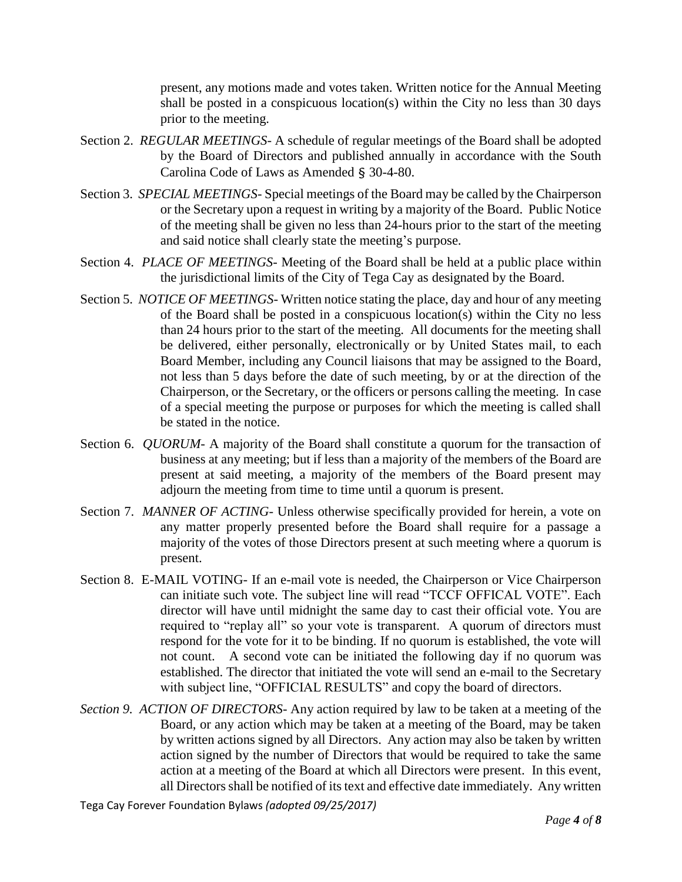present, any motions made and votes taken. Written notice for the Annual Meeting shall be posted in a conspicuous location(s) within the City no less than 30 days prior to the meeting.

Section 2. *REGULAR MEETINGS*- A schedule of regular meetings of the Board shall be adopted by the Board of Directors and published annually in accordance with the South Carolina Code of Laws as Amended § 30-4-80.

Section 3. *SPECIAL MEETINGS*- Special meetings of the Board may be called by the Chairperson or the Secretary upon a request in writing by a majority of the Board. Public Notice of the meeting shall be given no less than 24-hours prior to the start of the meeting and said notice shall clearly state the meeting's purpose.

Section 4. *PLACE OF MEETINGS*- Meeting of the Board shall be held at a public place within the jurisdictional limits of the City of Tega Cay as designated by the Board.

Section 5. *NOTICE OF MEETINGS*- Written notice stating the place, day and hour of any meeting of the Board shall be posted in a conspicuous location(s) within the City no less than 24 hours prior to the start of the meeting. All documents for the meeting shall be delivered, either personally, electronically or by United States mail, to each Board Member, including any Council liaisons that may be assigned to the Board, not less than 5 days before the date of such meeting, by or at the direction of the Chairperson, or the Secretary, or the officers or persons calling the meeting. In case of a special meeting the purpose or purposes for which the meeting is called shall be stated in the notice.

Section 6. *QUORUM*- A majority of the Board shall constitute a quorum for the transaction of business at any meeting; but if less than a majority of the members of the Board are present at said meeting, a majority of the members of the Board present may adjourn the meeting from time to time until a quorum is present.

Section 7. *MANNER OF ACTING*- Unless otherwise specifically provided for herein, a vote on any matter properly presented before the Board shall require for a passage a majority of the votes of those Directors present at such meeting where a quorum is present.

Section 8. E-MAIL VOTING- If an e-mail vote is needed, the Chairperson or Vice Chairperson can initiate such vote. The subject line will read "TCCF OFFICAL VOTE". Each director will have until midnight the same day to cast their official vote. You are required to "replay all" so your vote is transparent. A quorum of directors must respond for the vote for it to be binding. If no quorum is established, the vote will not count. A second vote can be initiated the following day if no quorum was established. The director that initiated the vote will send an e-mail to the Secretary with subject line, "OFFICIAL RESULTS" and copy the board of directors.

*Section 9. ACTION OF DIRECTORS*- Any action required by law to be taken at a meeting of the Board, or any action which may be taken at a meeting of the Board, may be taken by written actions signed by all Directors. Any action may also be taken by written action signed by the number of Directors that would be required to take the same action at a meeting of the Board at which all Directors were present. In this event, all Directors shall be notified of its text and effective date immediately. Any written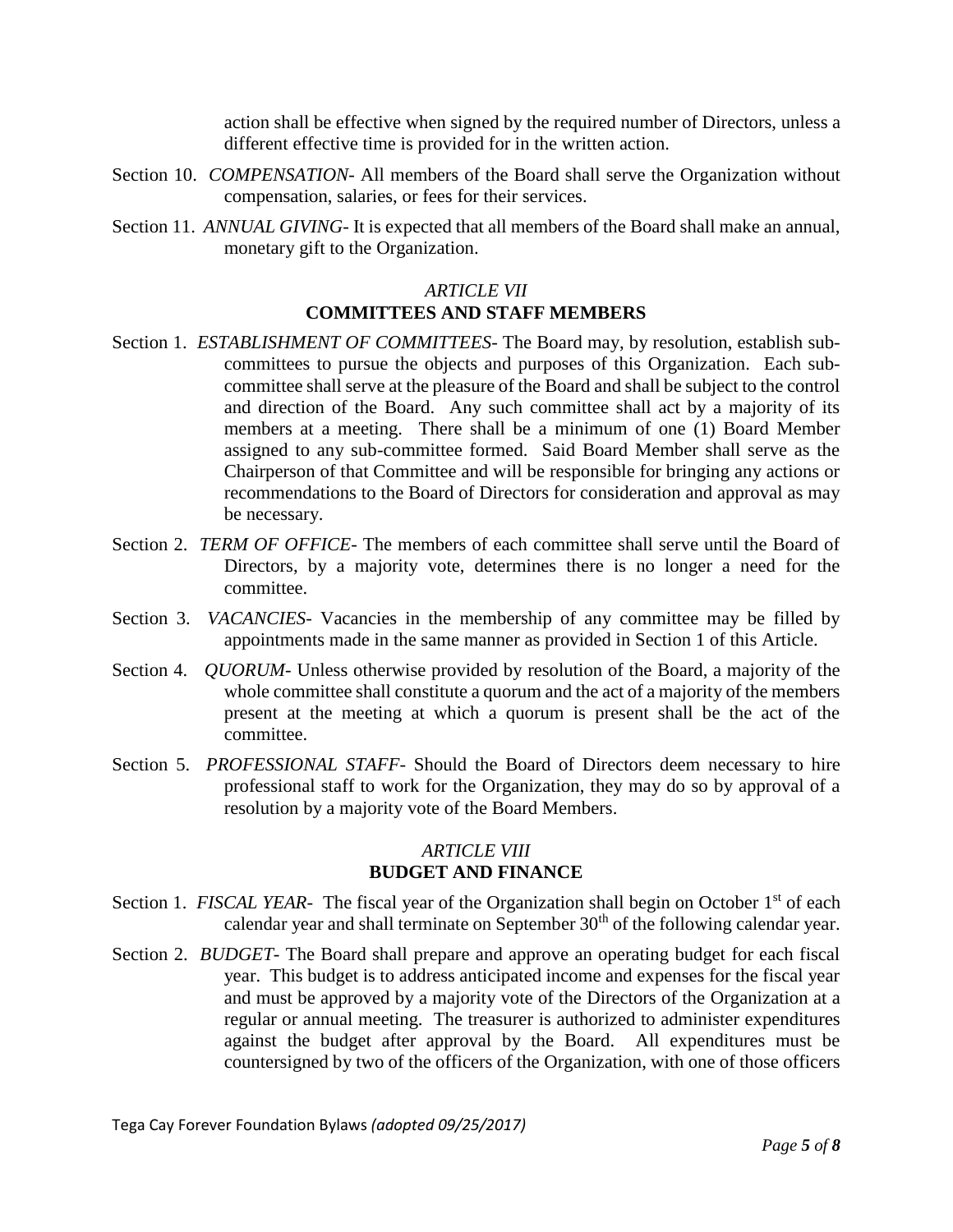action shall be effective when signed by the required number of Directors, unless a different effective time is provided for in the written action.

Section 10. *COMPENSATION*- All members of the Board shall serve the Organization without compensation, salaries, or fees for their services.

Section 11. *ANNUAL GIVING*- It is expected that all members of the Board shall make an annual, monetary gift to the Organization.

## *ARTICLE VII*
## COMMITTEES AND STAFF MEMBERS

Section 1. *ESTABLISHMENT OF COMMITTEES*- The Board may, by resolution, establish sub-committees to pursue the objects and purposes of this Organization. Each sub-committee shall serve at the pleasure of the Board and shall be subject to the control and direction of the Board. Any such committee shall act by a majority of its members at a meeting. There shall be a minimum of one (1) Board Member assigned to any sub-committee formed. Said Board Member shall serve as the Chairperson of that Committee and will be responsible for bringing any actions or recommendations to the Board of Directors for consideration and approval as may be necessary.

Section 2. *TERM OF OFFICE*- The members of each committee shall serve until the Board of Directors, by a majority vote, determines there is no longer a need for the committee.

Section 3. *VACANCIES*- Vacancies in the membership of any committee may be filled by appointments made in the same manner as provided in Section 1 of this Article.

Section 4. *QUORUM*- Unless otherwise provided by resolution of the Board, a majority of the whole committee shall constitute a quorum and the act of a majority of the members present at the meeting at which a quorum is present shall be the act of the committee.

Section 5. *PROFESSIONAL STAFF*- Should the Board of Directors deem necessary to hire professional staff to work for the Organization, they may do so by approval of a resolution by a majority vote of the Board Members.

## *ARTICLE VIII*
## BUDGET AND FINANCE

Section 1. *FISCAL YEAR*- The fiscal year of the Organization shall begin on October 1st of each calendar year and shall terminate on September 30th of the following calendar year.

Section 2. *BUDGET*- The Board shall prepare and approve an operating budget for each fiscal year. This budget is to address anticipated income and expenses for the fiscal year and must be approved by a majority vote of the Directors of the Organization at a regular or annual meeting. The treasurer is authorized to administer expenditures against the budget after approval by the Board. All expenditures must be countersigned by two of the officers of the Organization, with one of those officers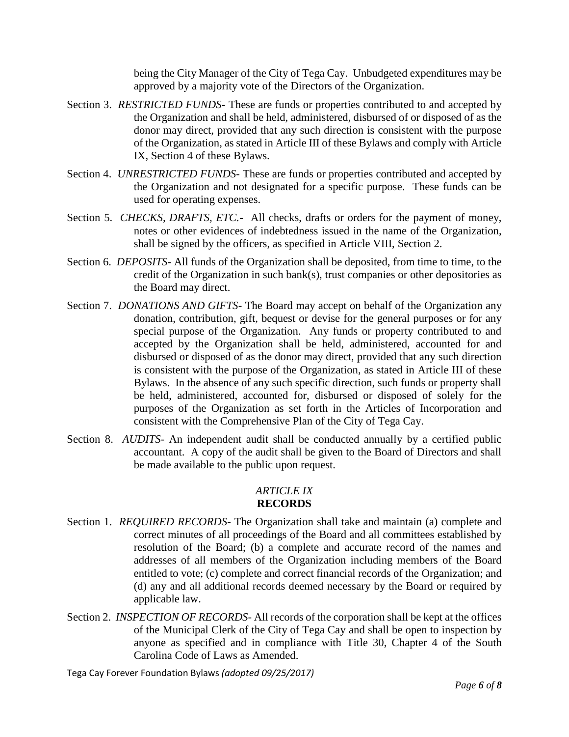being the City Manager of the City of Tega Cay. Unbudgeted expenditures may be approved by a majority vote of the Directors of the Organization.

Section 3. *RESTRICTED FUNDS*- These are funds or properties contributed to and accepted by the Organization and shall be held, administered, disbursed of or disposed of as the donor may direct, provided that any such direction is consistent with the purpose of the Organization, as stated in Article III of these Bylaws and comply with Article IX, Section 4 of these Bylaws.

Section 4. *UNRESTRICTED FUNDS*- These are funds or properties contributed and accepted by the Organization and not designated for a specific purpose. These funds can be used for operating expenses.

Section 5. *CHECKS, DRAFTS, ETC.*- All checks, drafts or orders for the payment of money, notes or other evidences of indebtedness issued in the name of the Organization, shall be signed by the officers, as specified in Article VIII, Section 2.

Section 6. *DEPOSITS*- All funds of the Organization shall be deposited, from time to time, to the credit of the Organization in such bank(s), trust companies or other depositories as the Board may direct.

Section 7. *DONATIONS AND GIFTS*- The Board may accept on behalf of the Organization any donation, contribution, gift, bequest or devise for the general purposes or for any special purpose of the Organization. Any funds or property contributed to and accepted by the Organization shall be held, administered, accounted for and disbursed or disposed of as the donor may direct, provided that any such direction is consistent with the purpose of the Organization, as stated in Article III of these Bylaws. In the absence of any such specific direction, such funds or property shall be held, administered, accounted for, disbursed or disposed of solely for the purposes of the Organization as set forth in the Articles of Incorporation and consistent with the Comprehensive Plan of the City of Tega Cay.

Section 8. *AUDITS*- An independent audit shall be conducted annually by a certified public accountant. A copy of the audit shall be given to the Board of Directors and shall be made available to the public upon request.

## *ARTICLE IX*
## **RECORDS**

Section 1. *REQUIRED RECORDS*- The Organization shall take and maintain (a) complete and correct minutes of all proceedings of the Board and all committees established by resolution of the Board; (b) a complete and accurate record of the names and addresses of all members of the Organization including members of the Board entitled to vote; (c) complete and correct financial records of the Organization; and (d) any and all additional records deemed necessary by the Board or required by applicable law.

Section 2. *INSPECTION OF RECORDS*- All records of the corporation shall be kept at the offices of the Municipal Clerk of the City of Tega Cay and shall be open to inspection by anyone as specified and in compliance with Title 30, Chapter 4 of the South Carolina Code of Laws as Amended.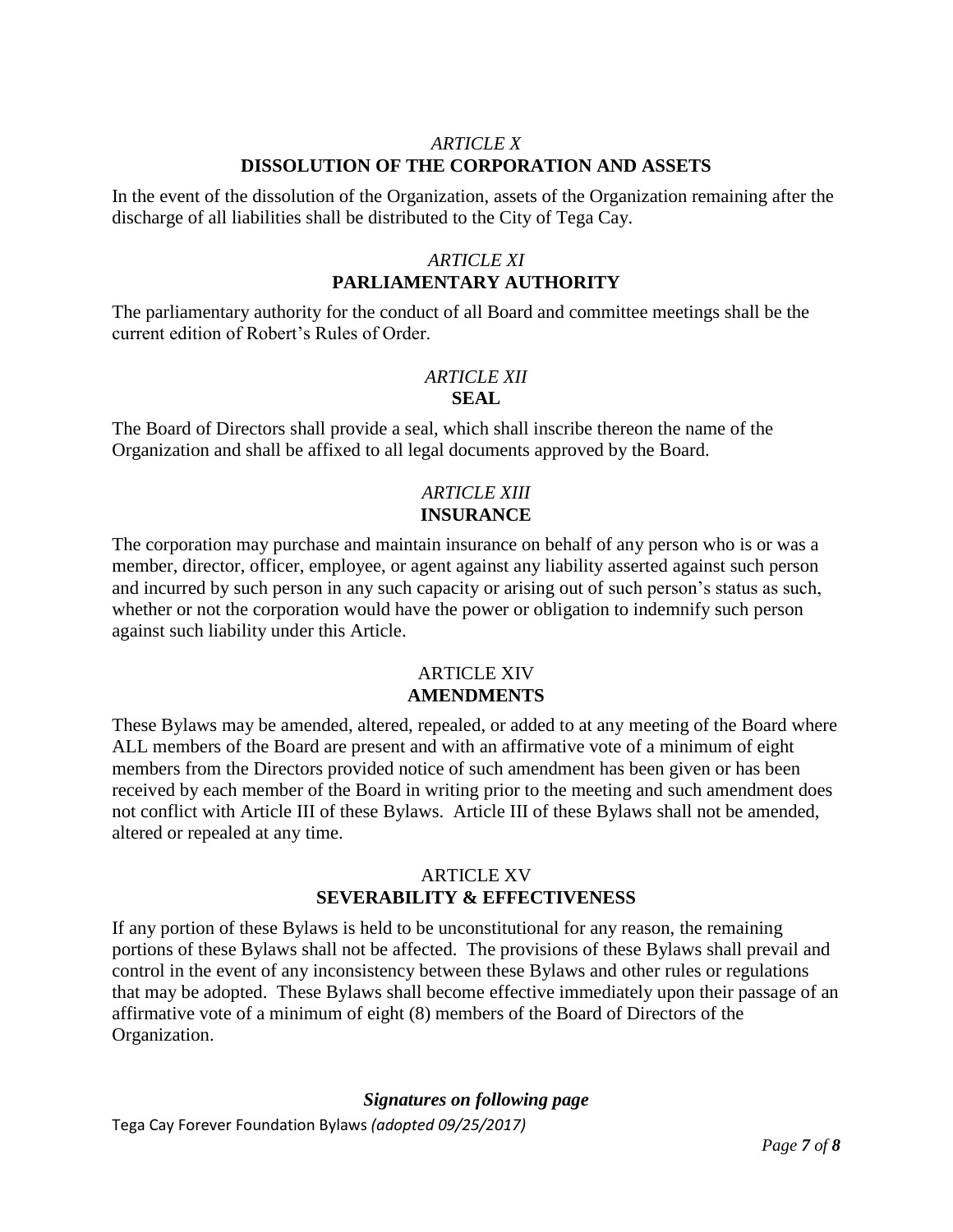## *ARTICLE X*
## DISSOLUTION OF THE CORPORATION AND ASSETS

In the event of the dissolution of the Organization, assets of the Organization remaining after the discharge of all liabilities shall be distributed to the City of Tega Cay.

## *ARTICLE XI*
## PARLIAMENTARY AUTHORITY

The parliamentary authority for the conduct of all Board and committee meetings shall be the current edition of Robert's Rules of Order.

## *ARTICLE XII*
## SEAL

The Board of Directors shall provide a seal, which shall inscribe thereon the name of the Organization and shall be affixed to all legal documents approved by the Board.

## *ARTICLE XIII*
## INSURANCE

The corporation may purchase and maintain insurance on behalf of any person who is or was a member, director, officer, employee, or agent against any liability asserted against such person and incurred by such person in any such capacity or arising out of such person's status as such, whether or not the corporation would have the power or obligation to indemnify such person against such liability under this Article.

## ARTICLE XIV
## AMENDMENTS

These Bylaws may be amended, altered, repealed, or added to at any meeting of the Board where ALL members of the Board are present and with an affirmative vote of a minimum of eight members from the Directors provided notice of such amendment has been given or has been received by each member of the Board in writing prior to the meeting and such amendment does not conflict with Article III of these Bylaws. Article III of these Bylaws shall not be amended, altered or repealed at any time.

## ARTICLE XV
## SEVERABILITY & EFFECTIVENESS

If any portion of these Bylaws is held to be unconstitutional for any reason, the remaining portions of these Bylaws shall not be affected. The provisions of these Bylaws shall prevail and control in the event of any inconsistency between these Bylaws and other rules or regulations that may be adopted. These Bylaws shall become effective immediately upon their passage of an affirmative vote of a minimum of eight (8) members of the Board of Directors of the Organization.

***Signatures on following page***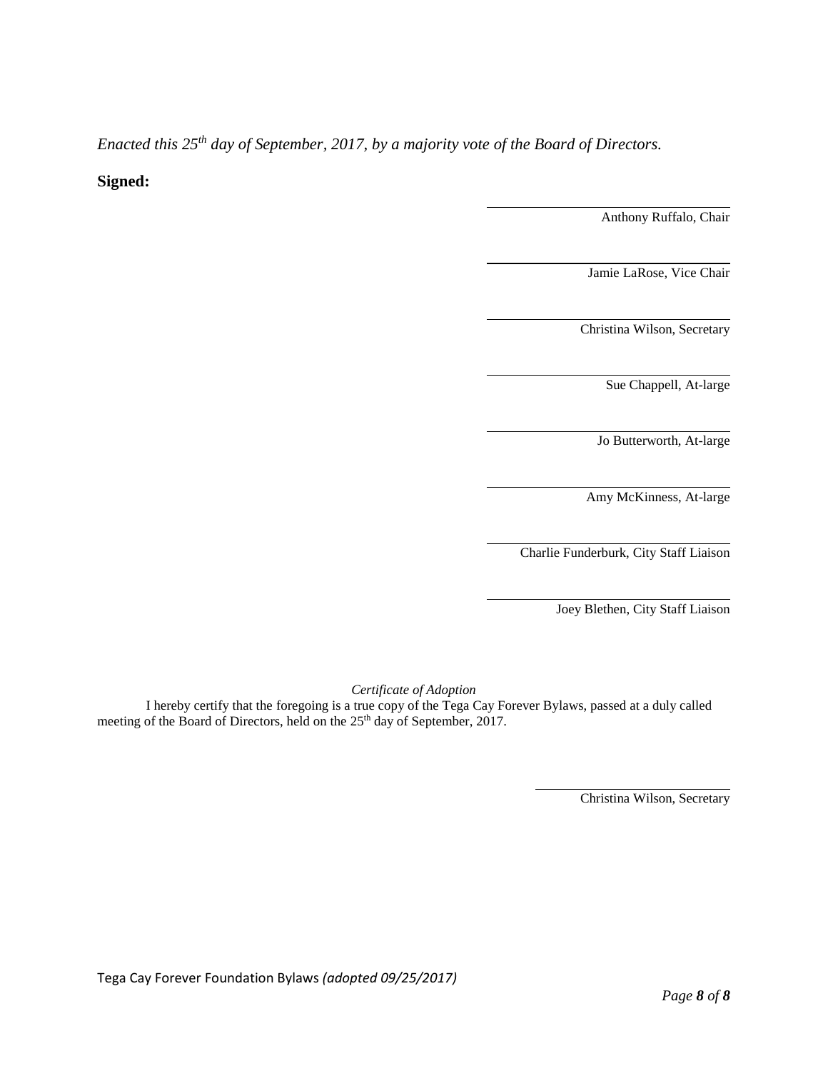*Enacted this 25th day of September, 2017, by a majority vote of the Board of Directors.*

**Signed:**

\_\_\_\_\_\_\_\_\_\_\_\_\_\_\_\_\_\_\_\_\_\_\_\_\_\_\_\_\_\_
Anthony Ruffalo, Chair

\_\_\_\_\_\_\_\_\_\_\_\_\_\_\_\_\_\_\_\_\_\_\_\_\_\_\_\_\_\_
Jamie LaRose, Vice Chair

\_\_\_\_\_\_\_\_\_\_\_\_\_\_\_\_\_\_\_\_\_\_\_\_\_\_\_\_\_\_
Christina Wilson, Secretary

\_\_\_\_\_\_\_\_\_\_\_\_\_\_\_\_\_\_\_\_\_\_\_\_\_\_\_\_\_\_
Sue Chappell, At-large

\_\_\_\_\_\_\_\_\_\_\_\_\_\_\_\_\_\_\_\_\_\_\_\_\_\_\_\_\_\_
Jo Butterworth, At-large

\_\_\_\_\_\_\_\_\_\_\_\_\_\_\_\_\_\_\_\_\_\_\_\_\_\_\_\_\_\_
Amy McKinness, At-large

\_\_\_\_\_\_\_\_\_\_\_\_\_\_\_\_\_\_\_\_\_\_\_\_\_\_\_\_\_\_
Charlie Funderburk, City Staff Liaison

\_\_\_\_\_\_\_\_\_\_\_\_\_\_\_\_\_\_\_\_\_\_\_\_\_\_\_\_\_\_
Joey Blethen, City Staff Liaison

*Certificate of Adoption*

I hereby certify that the foregoing is a true copy of the Tega Cay Forever Bylaws, passed at a duly called meeting of the Board of Directors, held on the 25th day of September, 2017.

\_\_\_\_\_\_\_\_\_\_\_\_\_\_\_\_\_\_\_\_\_\_\_\_\_\_\_\_\_\_
Christina Wilson, Secretary